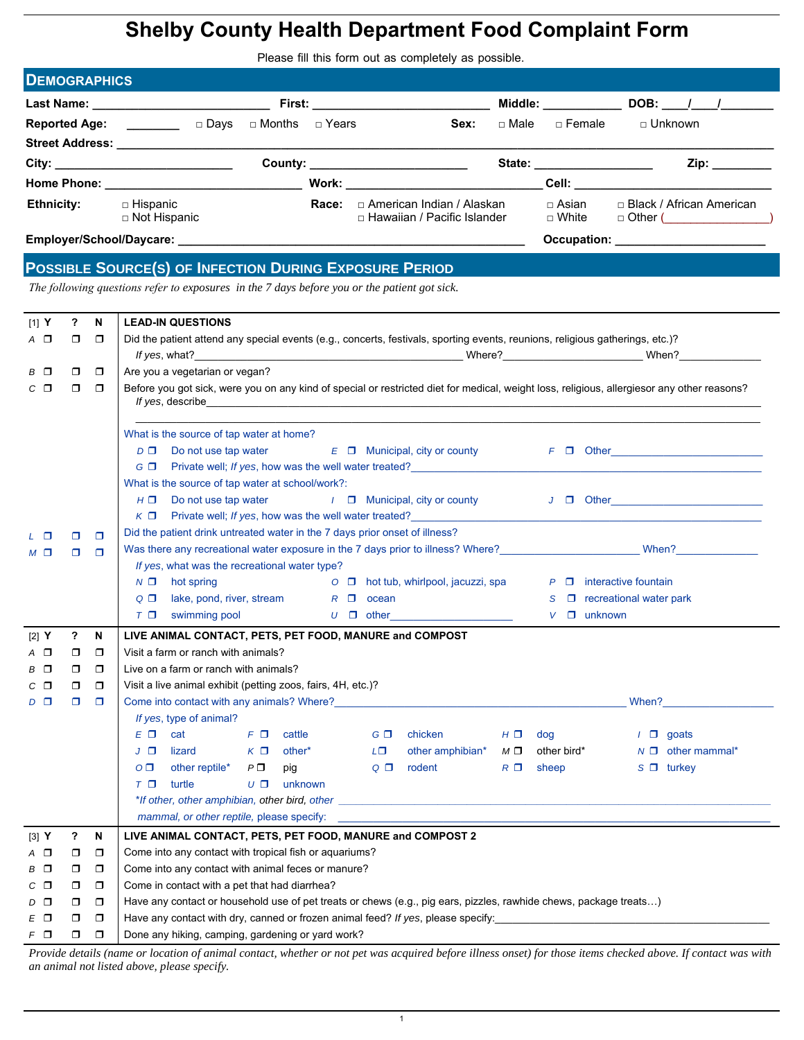# Shelby County Health Department Food Complaint Form

Please fill this form out as completely as possible.

## Demographics

**Last Name:** ______________________ **First:** ______________________ **Middle:** __________ **DOB:** ____/____/________

**Reported Age:** ________ ☐ Days ☐ Months ☐ Years **Sex:** ☐ Male ☐ Female ☐ Unknown

**Street Address:** ______________________________________________________________

**City:** ______________________ **County:** ____________________ **State:** ________________ **Zip:** _________

**Home Phone:** ________________________ **Work:** ________________________ **Cell:** ________________________

**Ethnicity:** ☐ Hispanic ☐ Not Hispanic

**Race:** ☐ American Indian / Alaskan ☐ Hawaiian / Pacific Islander ☐ Asian ☐ White ☐ Black / African American ☐ Other (________________)

**Employer/School/Daycare:** ____________________________________________ **Occupation:** ______________________

## Possible Source(s) of Infection During Exposure Period

*The following questions refer to exposures in the 7 days before you or the patient got sick.*

| [1] Y | ? | N | LEAD-IN QUESTIONS |
|---|---|---|---|
| A ❒ | ❒ | ❒ | Did the patient attend any special events (e.g., concerts, festivals, sporting events, reunions, religious gatherings, etc.)? *If yes*, what?____________ Where?____________ When?____________ |
| B ❒ | ❒ | ❒ | Are you a vegetarian or vegan? |
| C ❒ | ❒ | ❒ | Before you got sick, were you on any kind of special or restricted diet for medical, weight loss, religious, allergiesor any other reasons? *If yes*, describe____________________ |
| | | | What is the source of tap water at home? D ❒ Do not use tap water E ❒ Municipal, city or county F ❒ Other__________ G ❒ Private well; *If yes*, how was the well water treated?__________ |
| | | | What is the source of tap water at school/work?: H ❒ Do not use tap water I ❒ Municipal, city or county J ❒ Other__________ K ❒ Private well; *If yes*, how was the well water treated?__________ |
| L ❒ | ❒ | ❒ | Did the patient drink untreated water in the 7 days prior onset of illness? |
| M ❒ | ❒ | ❒ | Was there any recreational water exposure in the 7 days prior to illness? Where?____________ When?____________ *If yes*, what was the recreational water type? N ❒ hot spring O ❒ hot tub, whirlpool, jacuzzi, spa P ❒ interactive fountain Q ❒ lake, pond, river, stream R ❒ ocean S ❒ recreational water park T ❒ swimming pool U ❒ other__________ V ❒ unknown |

| [2] Y | ? | N | LIVE ANIMAL CONTACT, PETS, PET FOOD, MANURE and COMPOST |
|---|---|---|---|
| A ❒ | ❒ | ❒ | Visit a farm or ranch with animals? |
| B ❒ | ❒ | ❒ | Live on a farm or ranch with animals? |
| C ❒ | ❒ | ❒ | Visit a live animal exhibit (petting zoos, fairs, 4H, etc.)? |
| D ❒ | ❒ | ❒ | Come into contact with any animals? Where?____________ When?____________ *If yes*, type of animal? E ❒ cat F ❒ cattle G ❒ chicken H ❒ dog I ❒ goats J ❒ lizard K ❒ other* L ❒ other amphibian* M ❒ other bird* N ❒ other mammal* O ❒ other reptile* P ❒ pig Q ❒ rodent R ❒ sheep S ❒ turkey T ❒ turtle U ❒ unknown *If other, other amphibian, other bird, other mammal, or other reptile, please specify: ____________ |

| [3] Y | ? | N | LIVE ANIMAL CONTACT, PETS, PET FOOD, MANURE and COMPOST 2 |
|---|---|---|---|
| A ❒ | ❒ | ❒ | Come into any contact with tropical fish or aquariums? |
| B ❒ | ❒ | ❒ | Come into any contact with animal feces or manure? |
| C ❒ | ❒ | ❒ | Come in contact with a pet that had diarrhea? |
| D ❒ | ❒ | ❒ | Have any contact or household use of pet treats or chews (e.g., pig ears, pizzles, rawhide chews, package treats…) |
| E ❒ | ❒ | ❒ | Have any contact with dry, canned or frozen animal feed? *If yes*, please specify:____________ |
| F ❒ | ❒ | ❒ | Done any hiking, camping, gardening or yard work? |

*Provide details (name or location of animal contact, whether or not pet was acquired before illness onset) for those items checked above. If contact was with an animal not listed above, please specify.*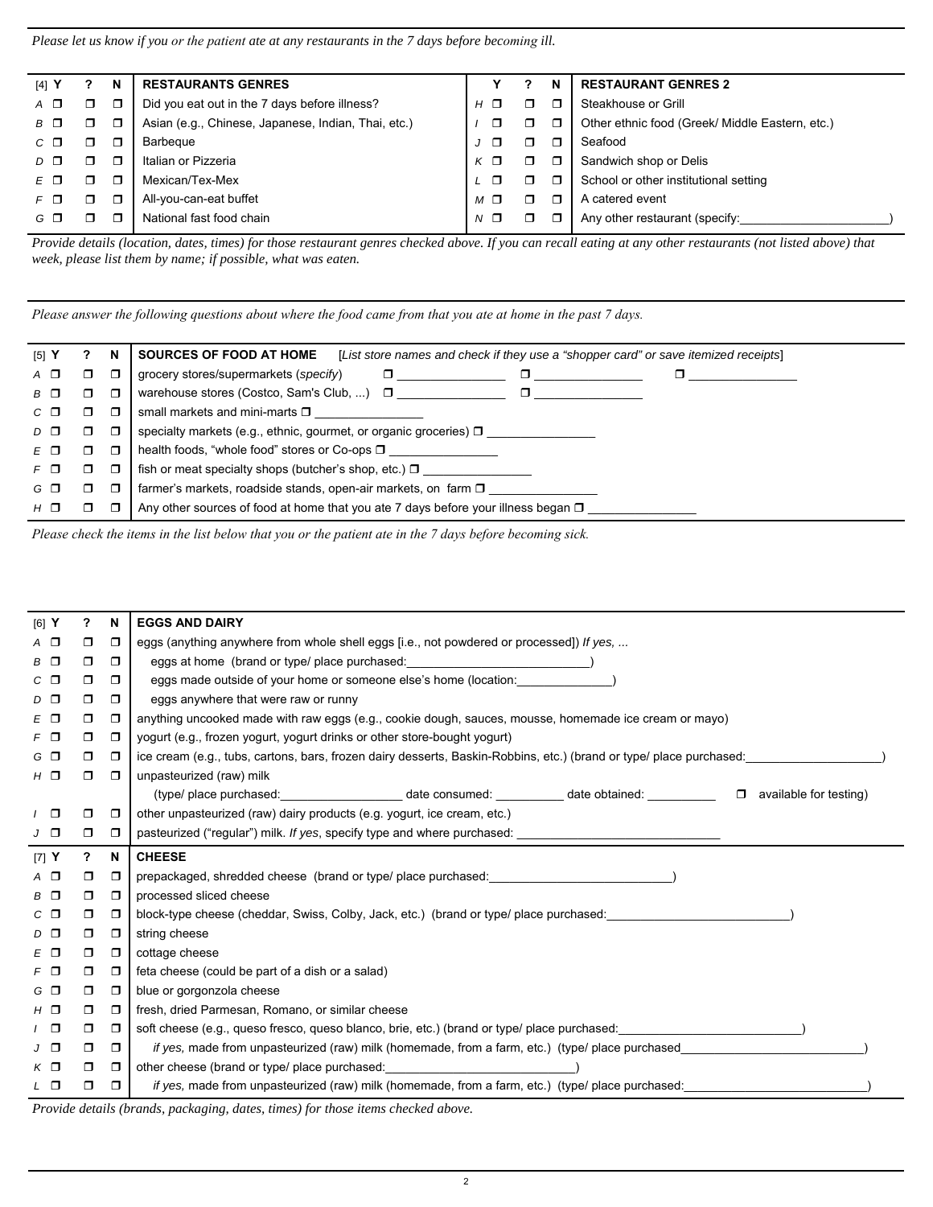*Please let us know if you or the patient ate at any restaurants in the 7 days before becoming ill.*

| [4] Y | ? | N | RESTAURANTS GENRES | | Y | ? | N | RESTAURANT GENRES 2 |
|---|---|---|---|---|---|---|---|---|
| A ❒ | ❒ | ❒ | Did you eat out in the 7 days before illness? | H | ❒ | ❒ | ❒ | Steakhouse or Grill |
| B ❒ | ❒ | ❒ | Asian (e.g., Chinese, Japanese, Indian, Thai, etc.) | I | ❒ | ❒ | ❒ | Other ethnic food (Greek/ Middle Eastern, etc.) |
| C ❒ | ❒ | ❒ | Barbeque | J | ❒ | ❒ | ❒ | Seafood |
| D ❒ | ❒ | ❒ | Italian or Pizzeria | K | ❒ | ❒ | ❒ | Sandwich shop or Delis |
| E ❒ | ❒ | ❒ | Mexican/Tex-Mex | L | ❒ | ❒ | ❒ | School or other institutional setting |
| F ❒ | ❒ | ❒ | All-you-can-eat buffet | M | ❒ | ❒ | ❒ | A catered event |
| G ❒ | ❒ | ❒ | National fast food chain | N | ❒ | ❒ | ❒ | Any other restaurant (specify:_____________________) |

*Provide details (location, dates, times) for those restaurant genres checked above. If you can recall eating at any other restaurants (not listed above) that week, please list them by name; if possible, what was eaten.*

*Please answer the following questions about where the food came from that you ate at home in the past 7 days.*

| [5] Y | ? | N | SOURCES OF FOOD AT HOME [*List store names and check if they use a "shopper card" or save itemized receipts*] |
|---|---|---|---|
| A ❒ | ❒ | ❒ | grocery stores/supermarkets (*specify*) ❒ _______________ ❒ _______________ ❒ _______________ |
| B ❒ | ❒ | ❒ | warehouse stores (Costco, Sam's Club, ...) ❒ _______________ ❒ _______________ |
| C ❒ | ❒ | ❒ | small markets and mini-marts ❒ _______________ |
| D ❒ | ❒ | ❒ | specialty markets (e.g., ethnic, gourmet, or organic groceries) ❒ _______________ |
| E ❒ | ❒ | ❒ | health foods, "whole food" stores or Co-ops ❒ _______________ |
| F ❒ | ❒ | ❒ | fish or meat specialty shops (butcher's shop, etc.) ❒ _______________ |
| G ❒ | ❒ | ❒ | farmer's markets, roadside stands, open-air markets, on farm ❒ _______________ |
| H ❒ | ❒ | ❒ | Any other sources of food at home that you ate 7 days before your illness began ❒ _______________ |

*Please check the items in the list below that you or the patient ate in the 7 days before becoming sick.*

| [6] Y | ? | N | EGGS AND DAIRY |
|---|---|---|---|
| A ❒ | ❒ | ❒ | eggs (anything anywhere from whole shell eggs [i.e., not powdered or processed]) *If yes, ...* |
| B ❒ | ❒ | ❒ | eggs at home (brand or type/ place purchased:_________________________) |
| C ❒ | ❒ | ❒ | eggs made outside of your home or someone else's home (location:_____________) |
| D ❒ | ❒ | ❒ | eggs anywhere that were raw or runny |
| E ❒ | ❒ | ❒ | anything uncooked made with raw eggs (e.g., cookie dough, sauces, mousse, homemade ice cream or mayo) |
| F ❒ | ❒ | ❒ | yogurt (e.g., frozen yogurt, yogurt drinks or other store-bought yogurt) |
| G ❒ | ❒ | ❒ | ice cream (e.g., tubs, cartons, bars, frozen dairy desserts, Baskin-Robbins, etc.) (brand or type/ place purchased:___________________) |
| H ❒ | ❒ | ❒ | unpasteurized (raw) milk (type/ place purchased:_________________ date consumed: __________ date obtained: __________ ❒ available for testing) |
| I ❒ | ❒ | ❒ | other unpasteurized (raw) dairy products (e.g. yogurt, ice cream, etc.) |
| J ❒ | ❒ | ❒ | pasteurized ("regular") milk. *If yes*, specify type and where purchased: ____________________________ |

| [7] Y | ? | N | CHEESE |
|---|---|---|---|
| A ❒ | ❒ | ❒ | prepackaged, shredded cheese (brand or type/ place purchased:_________________________) |
| B ❒ | ❒ | ❒ | processed sliced cheese |
| C ❒ | ❒ | ❒ | block-type cheese (cheddar, Swiss, Colby, Jack, etc.) (brand or type/ place purchased:_________________________) |
| D ❒ | ❒ | ❒ | string cheese |
| E ❒ | ❒ | ❒ | cottage cheese |
| F ❒ | ❒ | ❒ | feta cheese (could be part of a dish or a salad) |
| G ❒ | ❒ | ❒ | blue or gorgonzola cheese |
| H ❒ | ❒ | ❒ | fresh, dried Parmesan, Romano, or similar cheese |
| I ❒ | ❒ | ❒ | soft cheese (e.g., queso fresco, queso blanco, brie, etc.) (brand or type/ place purchased:_________________________) |
| J ❒ | ❒ | ❒ | *if yes,* made from unpasteurized (raw) milk (homemade, from a farm, etc.) (type/ place purchased_________________________) |
| K ❒ | ❒ | ❒ | other cheese (brand or type/ place purchased:_________________________) |
| L ❒ | ❒ | ❒ | *if yes,* made from unpasteurized (raw) milk (homemade, from a farm, etc.) (type/ place purchased:_________________________) |

*Provide details (brands, packaging, dates, times) for those items checked above.*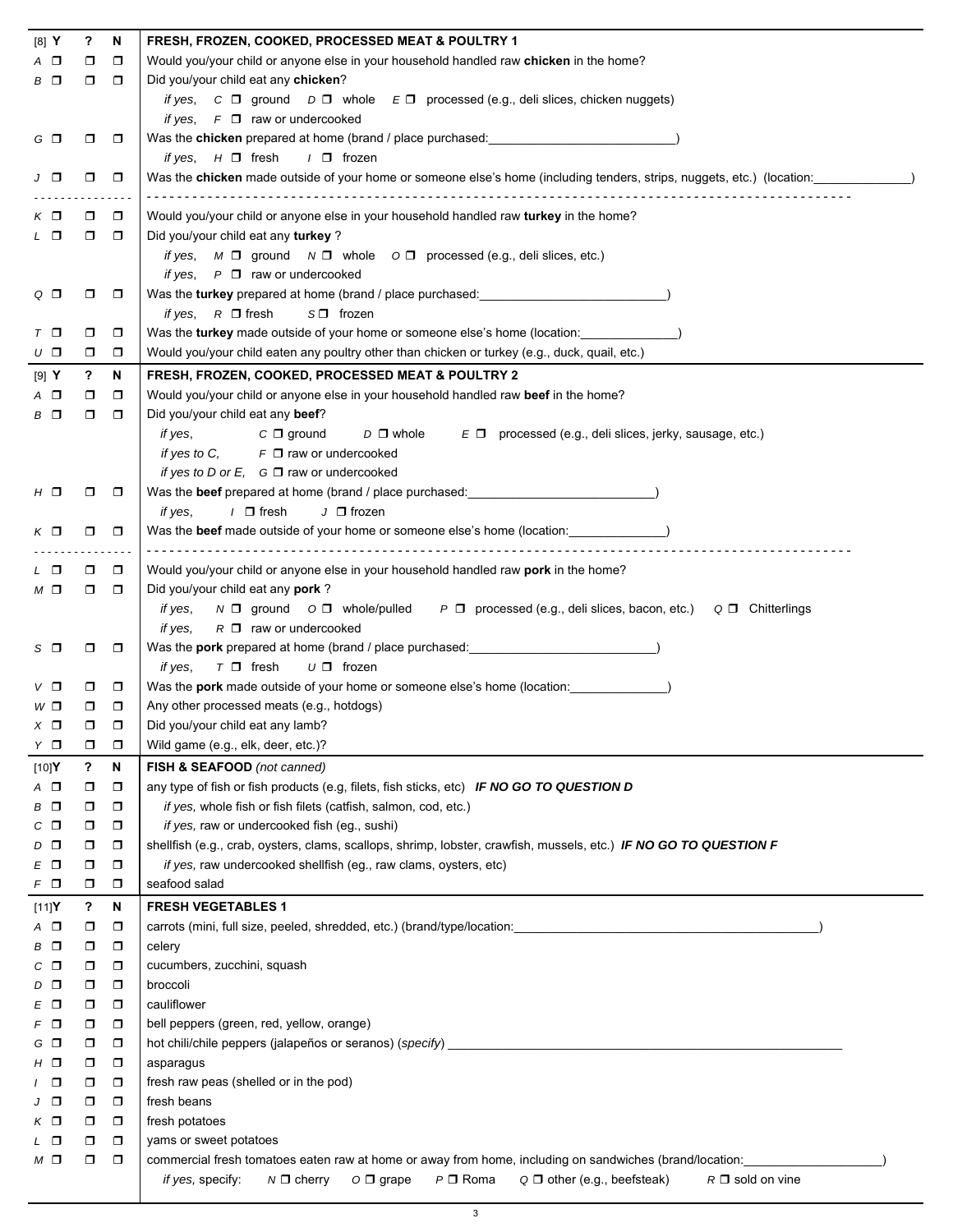| [8] Y | ? | N | FRESH, FROZEN, COOKED, PROCESSED MEAT & POULTRY 1 |
|---|---|---|---|
| A ❒ | ❒ | ❒ | Would you/your child or anyone else in your household handled raw **chicken** in the home? |
| B ❒ | ❒ | ❒ | Did you/your child eat any **chicken**? |
| | | | *if yes,* C ❒ ground D ❒ whole E ❒ processed (e.g., deli slices, chicken nuggets) |
| | | | *if yes,* F ❒ raw or undercooked |
| G ❒ | ❒ | ❒ | Was the **chicken** prepared at home (brand / place purchased:_____________________) |
| | | | *if yes,* H ❒ fresh I ❒ frozen |
| J ❒ | ❒ | ❒ | Was the **chicken** made outside of your home or someone else's home (including tenders, strips, nuggets, etc.) (location:__________) |
| K ❒ | ❒ | ❒ | Would you/your child or anyone else in your household handled raw **turkey** in the home? |
| L ❒ | ❒ | ❒ | Did you/your child eat any **turkey** ? |
| | | | *if yes,* M ❒ ground N ❒ whole O ❒ processed (e.g., deli slices, etc.) |
| | | | *if yes,* P ❒ raw or undercooked |
| Q ❒ | ❒ | ❒ | Was the **turkey** prepared at home (brand / place purchased:_____________________) |
| | | | *if yes,* R ❒ fresh S ❒ frozen |
| T ❒ | ❒ | ❒ | Was the **turkey** made outside of your home or someone else's home (location:__________) |
| U ❒ | ❒ | ❒ | Would you/your child eaten any poultry other than chicken or turkey (e.g., duck, quail, etc.) |

| [9] Y | ? | N | FRESH, FROZEN, COOKED, PROCESSED MEAT & POULTRY 2 |
|---|---|---|---|
| A ❒ | ❒ | ❒ | Would you/your child or anyone else in your household handled raw **beef** in the home? |
| B ❒ | ❒ | ❒ | Did you/your child eat any **beef**? |
| | | | *if yes,* C ❒ ground D ❒ whole E ❒ processed (e.g., deli slices, jerky, sausage, etc.) |
| | | | *if yes to C,* F ❒ raw or undercooked |
| | | | *if yes to D or E,* G ❒ raw or undercooked |
| H ❒ | ❒ | ❒ | Was the **beef** prepared at home (brand / place purchased:_____________________) |
| | | | *if yes,* I ❒ fresh J ❒ frozen |
| K ❒ | ❒ | ❒ | Was the **beef** made outside of your home or someone else's home (location:__________) |
| L ❒ | ❒ | ❒ | Would you/your child or anyone else in your household handled raw **pork** in the home? |
| M ❒ | ❒ | ❒ | Did you/your child eat any **pork** ? |
| | | | *if yes,* N ❒ ground O ❒ whole/pulled P ❒ processed (e.g., deli slices, bacon, etc.) Q ❒ Chitterlings |
| | | | *if yes,* R ❒ raw or undercooked |
| S ❒ | ❒ | ❒ | Was the **pork** prepared at home (brand / place purchased:_____________________) |
| | | | *if yes,* T ❒ fresh U ❒ frozen |
| V ❒ | ❒ | ❒ | Was the **pork** made outside of your home or someone else's home (location:__________) |
| W ❒ | ❒ | ❒ | Any other processed meats (e.g., hotdogs) |
| X ❒ | ❒ | ❒ | Did you/your child eat any lamb? |
| Y ❒ | ❒ | ❒ | Wild game (e.g., elk, deer, etc.)? |

| [10] Y | ? | N | FISH & SEAFOOD *(not canned)* |
|---|---|---|---|
| A ❒ | ❒ | ❒ | any type of fish or fish products (e.g, filets, fish sticks, etc) ***IF NO GO TO QUESTION D*** |
| B ❒ | ❒ | ❒ | *if yes,* whole fish or fish filets (catfish, salmon, cod, etc.) |
| C ❒ | ❒ | ❒ | *if yes,* raw or undercooked fish (eg., sushi) |
| D ❒ | ❒ | ❒ | shellfish (e.g., crab, oysters, clams, scallops, shrimp, lobster, crawfish, mussels, etc.) ***IF NO GO TO QUESTION F*** |
| E ❒ | ❒ | ❒ | *if yes,* raw undercooked shellfish (eg., raw clams, oysters, etc) |
| F ❒ | ❒ | ❒ | seafood salad |

| [11] Y | ? | N | FRESH VEGETABLES 1 |
|---|---|---|---|
| A ❒ | ❒ | ❒ | carrots (mini, full size, peeled, shredded, etc.) (brand/type/location:______________________________) |
| B ❒ | ❒ | ❒ | celery |
| C ❒ | ❒ | ❒ | cucumbers, zucchini, squash |
| D ❒ | ❒ | ❒ | broccoli |
| E ❒ | ❒ | ❒ | cauliflower |
| F ❒ | ❒ | ❒ | bell peppers (green, red, yellow, orange) |
| G ❒ | ❒ | ❒ | hot chili/chile peppers (jalapeños or seranos) (*specify*) ______________________________ |
| H ❒ | ❒ | ❒ | asparagus |
| I ❒ | ❒ | ❒ | fresh raw peas (shelled or in the pod) |
| J ❒ | ❒ | ❒ | fresh beans |
| K ❒ | ❒ | ❒ | fresh potatoes |
| L ❒ | ❒ | ❒ | yams or sweet potatoes |
| M ❒ | ❒ | ❒ | commercial fresh tomatoes eaten raw at home or away from home, including on sandwiches (brand/location:______________) |
| | | | *if yes,* specify: N ❒ cherry O ❒ grape P ❒ Roma Q ❒ other (e.g., beefsteak) R ❒ sold on vine |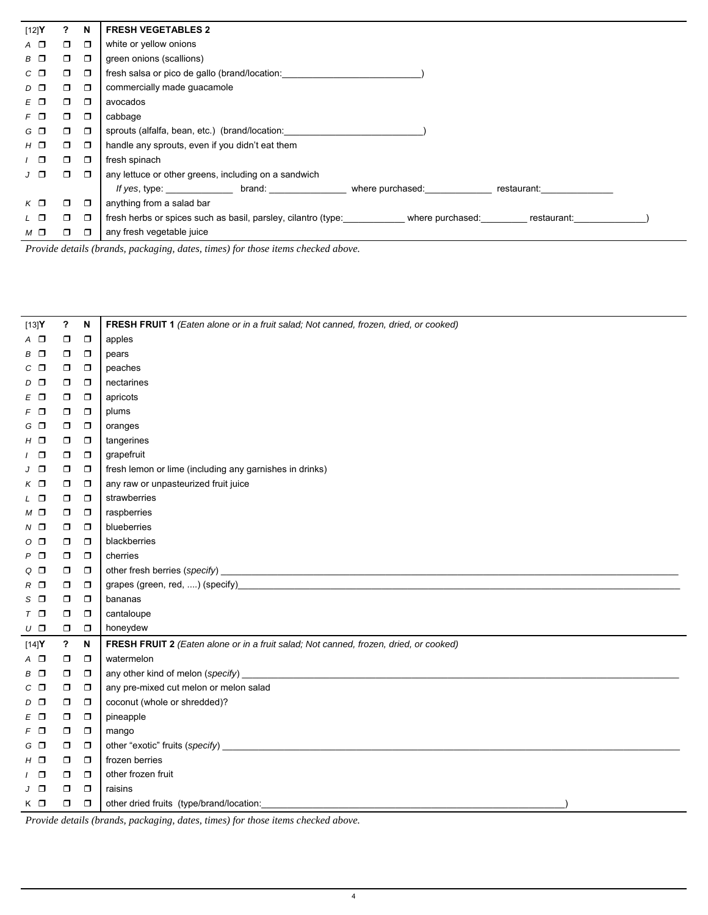| [12]Y | ? | N | FRESH VEGETABLES 2 |
|---|---|---|---|
| A ☐ | ☐ | ☐ | white or yellow onions |
| B ☐ | ☐ | ☐ | green onions (scallions) |
| C ☐ | ☐ | ☐ | fresh salsa or pico de gallo (brand/location:___________________________) |
| D ☐ | ☐ | ☐ | commercially made guacamole |
| E ☐ | ☐ | ☐ | avocados |
| F ☐ | ☐ | ☐ | cabbage |
| G ☐ | ☐ | ☐ | sprouts (alfalfa, bean, etc.) (brand/location:___________________________) |
| H ☐ | ☐ | ☐ | handle any sprouts, even if you didn't eat them |
| I ☐ | ☐ | ☐ | fresh spinach |
| J ☐ | ☐ | ☐ | any lettuce or other greens, including on a sandwich |
| | | | *If yes*, type: ______________ brand: _______________ where purchased:_____________ restaurant:______________ |
| K ☐ | ☐ | ☐ | anything from a salad bar |
| L ☐ | ☐ | ☐ | fresh herbs or spices such as basil, parsley, cilantro (type:____________ where purchased:_________ restaurant:______________) |
| M ☐ | ☐ | ☐ | any fresh vegetable juice |

*Provide details (brands, packaging, dates, times) for those items checked above.*

| [13]Y | ? | N | FRESH FRUIT 1 *(Eaten alone or in a fruit salad; Not canned, frozen, dried, or cooked)* |
|---|---|---|---|
| A ☐ | ☐ | ☐ | apples |
| B ☐ | ☐ | ☐ | pears |
| C ☐ | ☐ | ☐ | peaches |
| D ☐ | ☐ | ☐ | nectarines |
| E ☐ | ☐ | ☐ | apricots |
| F ☐ | ☐ | ☐ | plums |
| G ☐ | ☐ | ☐ | oranges |
| H ☐ | ☐ | ☐ | tangerines |
| I ☐ | ☐ | ☐ | grapefruit |
| J ☐ | ☐ | ☐ | fresh lemon or lime (including any garnishes in drinks) |
| K ☐ | ☐ | ☐ | any raw or unpasteurized fruit juice |
| L ☐ | ☐ | ☐ | strawberries |
| M ☐ | ☐ | ☐ | raspberries |
| N ☐ | ☐ | ☐ | blueberries |
| O ☐ | ☐ | ☐ | blackberries |
| P ☐ | ☐ | ☐ | cherries |
| Q ☐ | ☐ | ☐ | other fresh berries (*specify*) ______________________________________________ |
| R ☐ | ☐ | ☐ | grapes (green, red, ....) (specify)______________________________________________ |
| S ☐ | ☐ | ☐ | bananas |
| T ☐ | ☐ | ☐ | cantaloupe |
| U ☐ | ☐ | ☐ | honeydew |

| [14]Y | ? | N | FRESH FRUIT 2 *(Eaten alone or in a fruit salad; Not canned, frozen, dried, or cooked)* |
|---|---|---|---|
| A ☐ | ☐ | ☐ | watermelon |
| B ☐ | ☐ | ☐ | any other kind of melon (*specify*) ______________________________________________ |
| C ☐ | ☐ | ☐ | any pre-mixed cut melon or melon salad |
| D ☐ | ☐ | ☐ | coconut (whole or shredded)? |
| E ☐ | ☐ | ☐ | pineapple |
| F ☐ | ☐ | ☐ | mango |
| G ☐ | ☐ | ☐ | other "exotic" fruits (*specify*) ______________________________________________ |
| H ☐ | ☐ | ☐ | frozen berries |
| I ☐ | ☐ | ☐ | other frozen fruit |
| J ☐ | ☐ | ☐ | raisins |
| K ☐ | ☐ | ☐ | other dried fruits (type/brand/location:______________________________________________) |

*Provide details (brands, packaging, dates, times) for those items checked above.*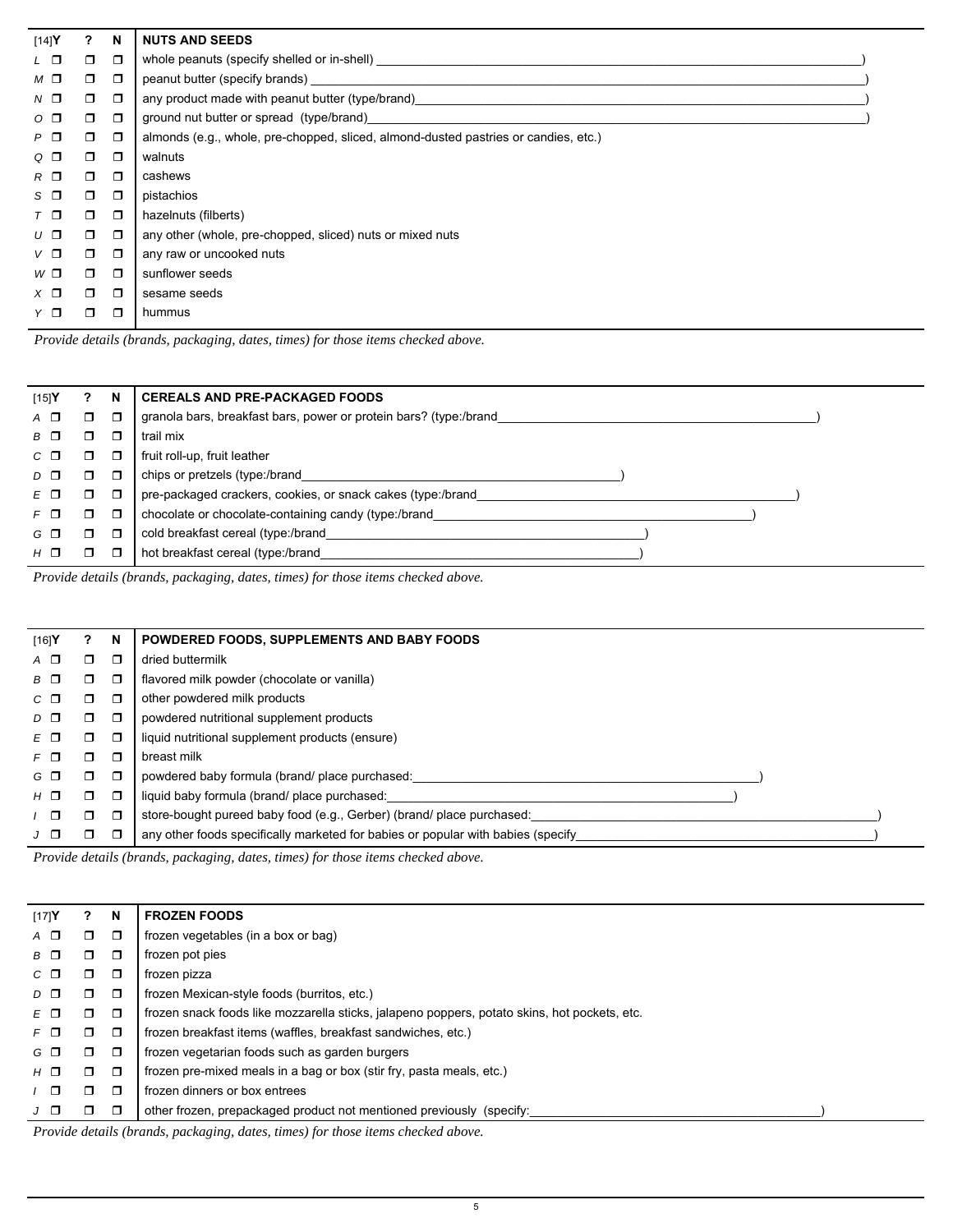| [14]Y | ? | N | NUTS AND SEEDS |
|---|---|---|---|
| L ❒ | ❒ | ❒ | whole peanuts (specify shelled or in-shell) ____________________________________________) |
| M ❒ | ❒ | ❒ | peanut butter (specify brands) ____________________________________________) |
| N ❒ | ❒ | ❒ | any product made with peanut butter (type/brand)____________________________________________) |
| O ❒ | ❒ | ❒ | ground nut butter or spread (type/brand)____________________________________________) |
| P ❒ | ❒ | ❒ | almonds (e.g., whole, pre-chopped, sliced, almond-dusted pastries or candies, etc.) |
| Q ❒ | ❒ | ❒ | walnuts |
| R ❒ | ❒ | ❒ | cashews |
| S ❒ | ❒ | ❒ | pistachios |
| T ❒ | ❒ | ❒ | hazelnuts (filberts) |
| U ❒ | ❒ | ❒ | any other (whole, pre-chopped, sliced) nuts or mixed nuts |
| V ❒ | ❒ | ❒ | any raw or uncooked nuts |
| W ❒ | ❒ | ❒ | sunflower seeds |
| X ❒ | ❒ | ❒ | sesame seeds |
| Y ❒ | ❒ | ❒ | hummus |

*Provide details (brands, packaging, dates, times) for those items checked above.*

| [15]Y | ? | N | CEREALS AND PRE-PACKAGED FOODS |
|---|---|---|---|
| A ❒ | ❒ | ❒ | granola bars, breakfast bars, power or protein bars? (type:/brand____________________________________________) |
| B ❒ | ❒ | ❒ | trail mix |
| C ❒ | ❒ | ❒ | fruit roll-up, fruit leather |
| D ❒ | ❒ | ❒ | chips or pretzels (type:/brand____________________________________________) |
| E ❒ | ❒ | ❒ | pre-packaged crackers, cookies, or snack cakes (type:/brand____________________________________________) |
| F ❒ | ❒ | ❒ | chocolate or chocolate-containing candy (type:/brand____________________________________________) |
| G ❒ | ❒ | ❒ | cold breakfast cereal (type:/brand____________________________________________) |
| H ❒ | ❒ | ❒ | hot breakfast cereal (type:/brand____________________________________________) |

*Provide details (brands, packaging, dates, times) for those items checked above.*

| [16]Y | ? | N | POWDERED FOODS, SUPPLEMENTS AND BABY FOODS |
|---|---|---|---|
| A ❒ | ❒ | ❒ | dried buttermilk |
| B ❒ | ❒ | ❒ | flavored milk powder (chocolate or vanilla) |
| C ❒ | ❒ | ❒ | other powdered milk products |
| D ❒ | ❒ | ❒ | powdered nutritional supplement products |
| E ❒ | ❒ | ❒ | liquid nutritional supplement products (ensure) |
| F ❒ | ❒ | ❒ | breast milk |
| G ❒ | ❒ | ❒ | powdered baby formula (brand/ place purchased:____________________________________________) |
| H ❒ | ❒ | ❒ | liquid baby formula (brand/ place purchased:____________________________________________) |
| I ❒ | ❒ | ❒ | store-bought pureed baby food (e.g., Gerber) (brand/ place purchased:____________________________________________) |
| J ❒ | ❒ | ❒ | any other foods specifically marketed for babies or popular with babies (specify____________________________________________) |

*Provide details (brands, packaging, dates, times) for those items checked above.*

| [17]Y | ? | N | FROZEN FOODS |
|---|---|---|---|
| A ❒ | ❒ | ❒ | frozen vegetables (in a box or bag) |
| B ❒ | ❒ | ❒ | frozen pot pies |
| C ❒ | ❒ | ❒ | frozen pizza |
| D ❒ | ❒ | ❒ | frozen Mexican-style foods (burritos, etc.) |
| E ❒ | ❒ | ❒ | frozen snack foods like mozzarella sticks, jalapeno poppers, potato skins, hot pockets, etc. |
| F ❒ | ❒ | ❒ | frozen breakfast items (waffles, breakfast sandwiches, etc.) |
| G ❒ | ❒ | ❒ | frozen vegetarian foods such as garden burgers |
| H ❒ | ❒ | ❒ | frozen pre-mixed meals in a bag or box (stir fry, pasta meals, etc.) |
| I ❒ | ❒ | ❒ | frozen dinners or box entrees |
| J ❒ | ❒ | ❒ | other frozen, prepackaged product not mentioned previously (specify:____________________________________________) |

*Provide details (brands, packaging, dates, times) for those items checked above.*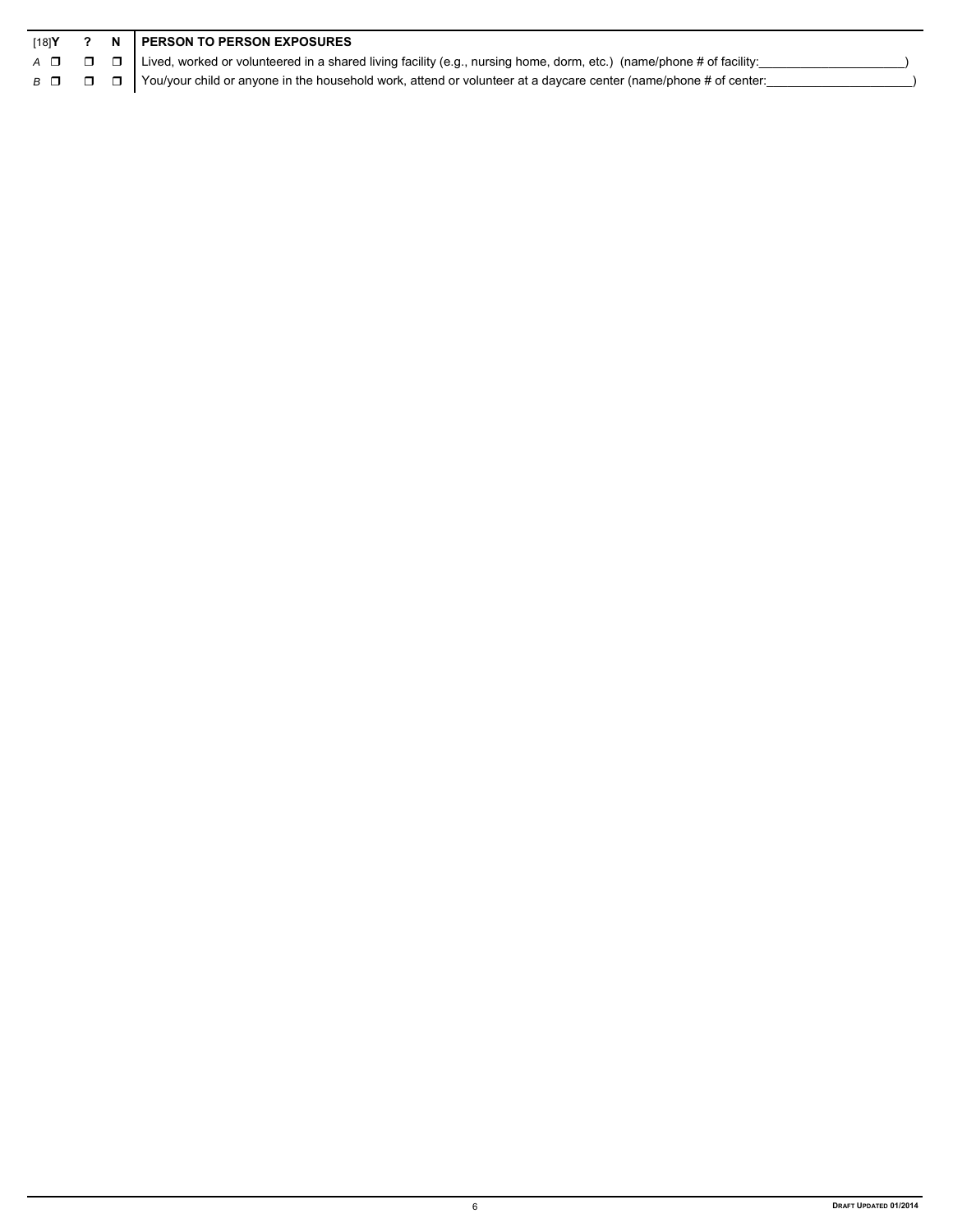| [18]**Y** | **?** | **N** | **PERSON TO PERSON EXPOSURES** |
| --- | --- | --- | --- |
| *A* ❒ | ❒ | ❒ | Lived, worked or volunteered in a shared living facility (e.g., nursing home, dorm, etc.) (name/phone # of facility:\_\_\_\_\_\_\_\_\_\_\_\_\_\_\_\_\_\_\_\_\_) |
| *B* ❒ | ❒ | ❒ | You/your child or anyone in the household work, attend or volunteer at a daycare center (name/phone # of center:\_\_\_\_\_\_\_\_\_\_\_\_\_\_\_\_\_\_\_\_\_) |